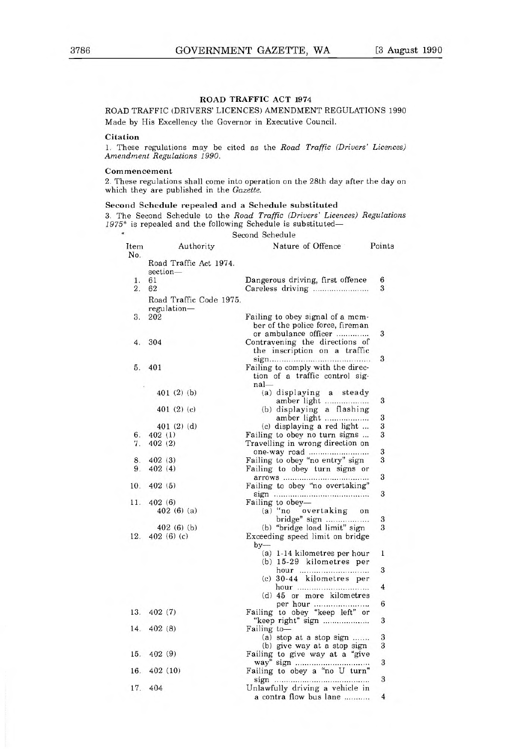## ROAD TRAFFIC ACT 1974

ROAD TRAFFIC (DRIVERS' LICENCES) AMENDMENT REGULATIONS 1990

Made by His Excellency the Governor in Executive Council.

### Citation

1. These regulations may be cited as the *Road Traffic (Drivers' Licences) Amendment Regulations 1990.*

### Commencement

2. These regulations shall come into operation on the 28th day after the day on which they are published in the *Gazette.*

### Second Schedule repealed and a Schedule substituted

3. The Second Schedule to the *Road Traffic (Drivers' Licences) Regulations 1975\** is repealed and the following Schedule is substituted—

"

Second Schedule

| Item No. | Authority | Nature of Offence | Points |
|---|---|---|---|
| | Road Traffic Act 1974. section— | | |
| 1. | 61 | Dangerous driving, first offence | 6 |
| 2. | 62 | Careless driving ........................ | 3 |
| | Road Traffic Code 1975. regulation— | | |
| 3. | 202 | Failing to obey signal of a member of the police force, fireman or ambulance officer .............. | 3 |
| 4. | 304 | Contravening the directions of the inscription on a traffic sign.......................................... | 3 |
| 5. | 401 | Failing to comply with the direction of a traffic control signal— | |
| | 401 (2) (b) | (a) displaying a steady amber light ................... | 3 |
| | 401 (2) (c) | (b) displaying a flashing amber light ................... | 3 |
| | 401 (2) (d) | (c) displaying a red light ... | 3 |
| 6. | 402 (1) | Failing to obey no turn signs ... | 3 |
| 7. | 402 (2) | Travelling in wrong direction on one-way road .......................... | 3 |
| 8. | 402 (3) | Failing to obey "no entry" sign | 3 |
| 9. | 402 (4) | Failing to obey turn signs or arrows ..................................... | 3 |
| 10. | 402 (5) | Failing to obey "no overtaking" sign ........................................ | 3 |
| 11. | 402 (6) | Failing to obey— | |
| | 402 (6) (a) | (a) "no overtaking on bridge" sign .................. | 3 |
| | 402 (6) (b) | (b) "bridge load limit" sign | 3 |
| 12. | 402 (6) (c) | Exceeding speed limit on bridge by— | |
| | | (a) 1-14 kilometres per hour | 1 |
| | | (b) 15-29 kilometres per hour ............................ | 3 |
| | | (c) 30-44 kilometres per hour ............................ | 4 |
| | | (d) 45 or more kilometres per hour ...................... | 6 |
| 13. | 402 (7) | Failing to obey "keep left" or "keep right" sign .................... | 3 |
| 14. | 402 (8) | Failing to— | |
| | | (a) stop at a stop sign ....... | 3 |
| | | (b) give way at a stop sign | 3 |
| 15. | 402 (9) | Failing to give way at a "give way" sign ................................ | 3 |
| 16. | 402 (10) | Failing to obey a "no U turn" sign ........................................ | 3 |
| 17. | 404 | Unlawfully driving a vehicle in a contra flow bus lane ........... | 4 |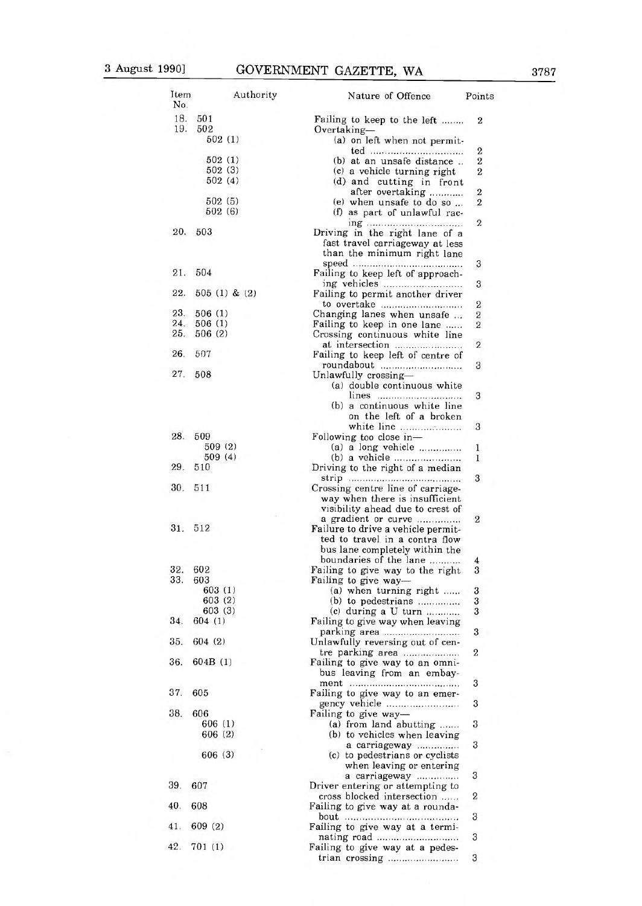| Item No. | Authority | Nature of Offence | Points |
|---|---|---|---|
| 18. | 501 | Failing to keep to the left ........ | 2 |
| 19. | 502 | Overtaking— | |
| | 502 (1) | (a) on left when not permitted ................................ | 2 |
| | 502 (1) | (b) at an unsafe distance .. | 2 |
| | 502 (3) | (c) a vehicle turning right | 2 |
| | 502 (4) | (d) and cutting in front after overtaking ............ | 2 |
| | 502 (5) | (e) when unsafe to do so ... | 2 |
| | 502 (6) | (f) as part of unlawful racing ................................ | 2 |
| 20. | 503 | Driving in the right lane of a fast travel carriageway at less than the minimum right lane speed ........................................ | 3 |
| 21. | 504 | Failing to keep left of approaching vehicles ............................ | 3 |
| 22. | 505 (1) & (2) | Failing to permit another driver to overtake ............................ | 2 |
| 23. | 506 (1) | Changing lanes when unsafe ... | 2 |
| 24. | 506 (1) | Failing to keep in one lane ...... | 2 |
| 25. | 506 (2) | Crossing continuous white line at intersection ........................ | 2 |
| 26. | 507 | Failing to keep left of centre of roundabout ............................ | 3 |
| 27. | 508 | Unlawfully crossing— | |
| | | (a) double continuous white lines ............................ | 3 |
| | | (b) a continuous white line on the left of a broken white line ........................ | 3 |
| 28. | 509 | Following too close in— | |
| | 509 (2) | (a) a long vehicle ............... | 1 |
| | 509 (4) | (b) a vehicle ........................ | 1 |
| 29. | 510 | Driving to the right of a median strip ........................................ | 3 |
| 30. | 511 | Crossing centre line of carriageway when there is insufficient visibility ahead due to crest of a gradient or curve ............... | 2 |
| 31. | 512 | Failure to drive a vehicle permitted to travel in a contra flow bus lane completely within the boundaries of the lane ........... | 4 |
| 32. | 602 | Failing to give way to the right | 3 |
| 33. | 603 | Failing to give way— | |
| | 603 (1) | (a) when turning right ...... | 3 |
| | 603 (2) | (b) to pedestrians .............. | 3 |
| | 603 (3) | (c) during a U turn ............ | 3 |
| 34. | 604 (1) | Failing to give way when leaving parking area ........................... | 3 |
| 35. | 604 (2) | Unlawfully reversing out of centre parking area .................... | 2 |
| 36. | 604B (1) | Failing to give way to an omnibus leaving from an embayment ........................................ | 3 |
| 37. | 605 | Failing to give way to an emergency vehicle .......................... | 3 |
| 38. | 606 | Failing to give way— | |
| | 606 (1) | (a) from land abutting ....... | 3 |
| | 606 (2) | (b) to vehicles when leaving a carriageway .............. | 3 |
| | 606 (3) | (c) to pedestrians or cyclists when leaving or entering a carriageway .............. | 3 |
| 39. | 607 | Driver entering or attempting to cross blocked intersection ...... | 2 |
| 40. | 608 | Failing to give way at a roundabout ........................................ | 3 |
| 41. | 609 (2) | Failing to give way at a terminating road ............................ | 3 |
| 42. | 701 (1) | Failing to give way at a pedestrian crossing ........................ | 3 |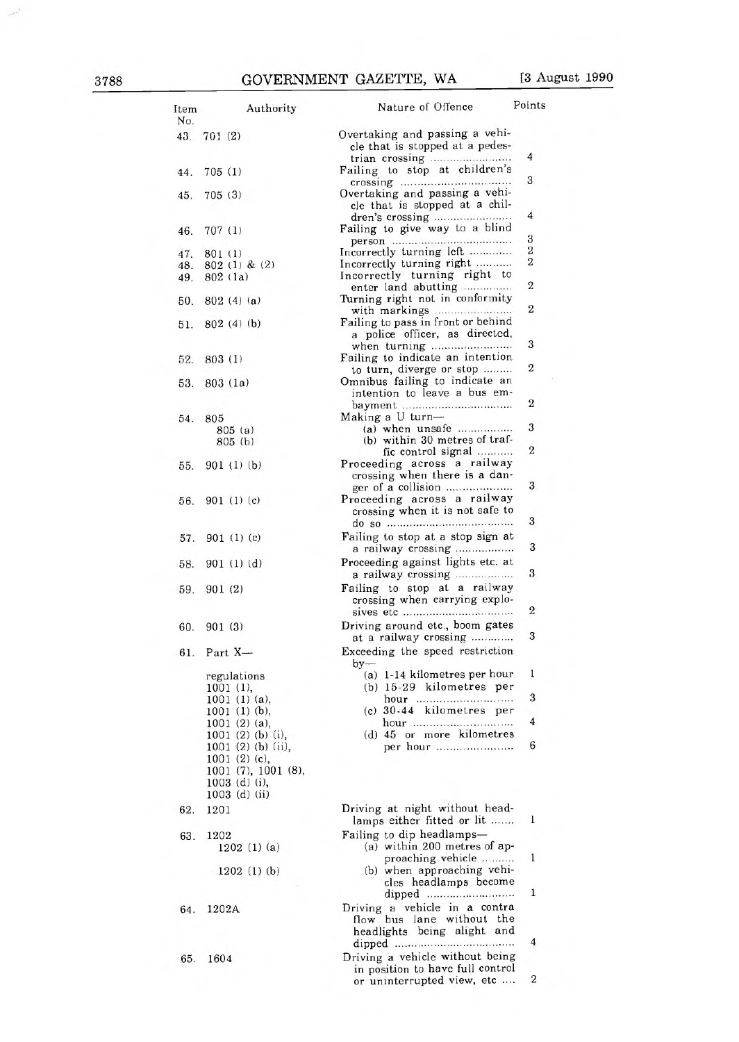| Item No. | Authority | Nature of Offence | Points |
|---|---|---|---|
| 43. | 701 (2) | Overtaking and passing a vehicle that is stopped at a pedestrian crossing .......................... | 4 |
| 44. | 705 (1) | Failing to stop at children's crossing .................................. | 3 |
| 45. | 705 (3) | Overtaking and passing a vehicle that is stopped at a children's crossing ......................... | 4 |
| 46. | 707 (1) | Failing to give way to a blind person ...................................... | 3 |
| 47. | 801 (1) | Incorrectly turning left ............. | 2 |
| 48. | 802 (1) & (2) | Incorrectly turning right ........... | 2 |
| 49. | 802 (1a) | Incorrectly turning right to enter land abutting ............... | 2 |
| 50. | 802 (4) (a) | Turning right not in conformity with markings ........................ | 2 |
| 51. | 802 (4) (b) | Failing to pass in front or behind a police officer, as directed, when turning .......................... | 3 |
| 52. | 803 (1) | Failing to indicate an intention to turn, diverge or stop ......... | 2 |
| 53. | 803 (1a) | Omnibus failing to indicate an intention to leave a bus embayment .................................. | 2 |
| 54. | 805 | Making a U turn— | |
| | 805 (a) | (a) when unsafe ................. | 3 |
| | 805 (b) | (b) within 30 metres of traffic control signal ........... | 2 |
| 55. | 901 (1) (b) | Proceeding across a railway crossing when there is a danger of a collision .................... | 3 |
| 56. | 901 (1) (c) | Proceeding across a railway crossing when it is not safe to do so ....................................... | 3 |
| 57. | 901 (1) (c) | Failing to stop at a stop sign at a railway crossing .................. | 3 |
| 58. | 901 (1) (d) | Proceeding against lights etc. at a railway crossing .................. | 3 |
| 59. | 901 (2) | Failing to stop at a railway crossing when carrying explosives etc .................................. | 2 |
| 60. | 901 (3) | Driving around etc., boom gates at a railway crossing ............. | 3 |
| 61. | Part X— regulations 1001 (1), 1001 (1) (a), 1001 (1) (b), 1001 (2) (a), 1001 (2) (b) (i), 1001 (2) (b) (ii), 1001 (2) (c), 1001 (7), 1001 (8), 1003 (d) (i), 1003 (d) (ii) | Exceeding the speed restriction by— | |
| | | (a) 1-14 kilometres per hour | 1 |
| | | (b) 15-29 kilometres per hour ............................. | 3 |
| | | (c) 30-44 kilometres per hour ............................. | 4 |
| | | (d) 45 or more kilometres per hour ....................... | 6 |
| 62. | 1201 | Driving at night without headlamps either fitted or lit ....... | 1 |
| 63. | 1202 | Failing to dip headlamps— | |
| | 1202 (1) (a) | (a) within 200 metres of approaching vehicle .......... | 1 |
| | 1202 (1) (b) | (b) when approaching vehicles headlamps become dipped ........................... | 1 |
| 64. | 1202A | Driving a vehicle in a contra flow bus lane without the headlights being alight and dipped .................................... | 4 |
| 65. | 1604 | Driving a vehicle without being in position to have full control or uninterrupted view, etc .... | 2 |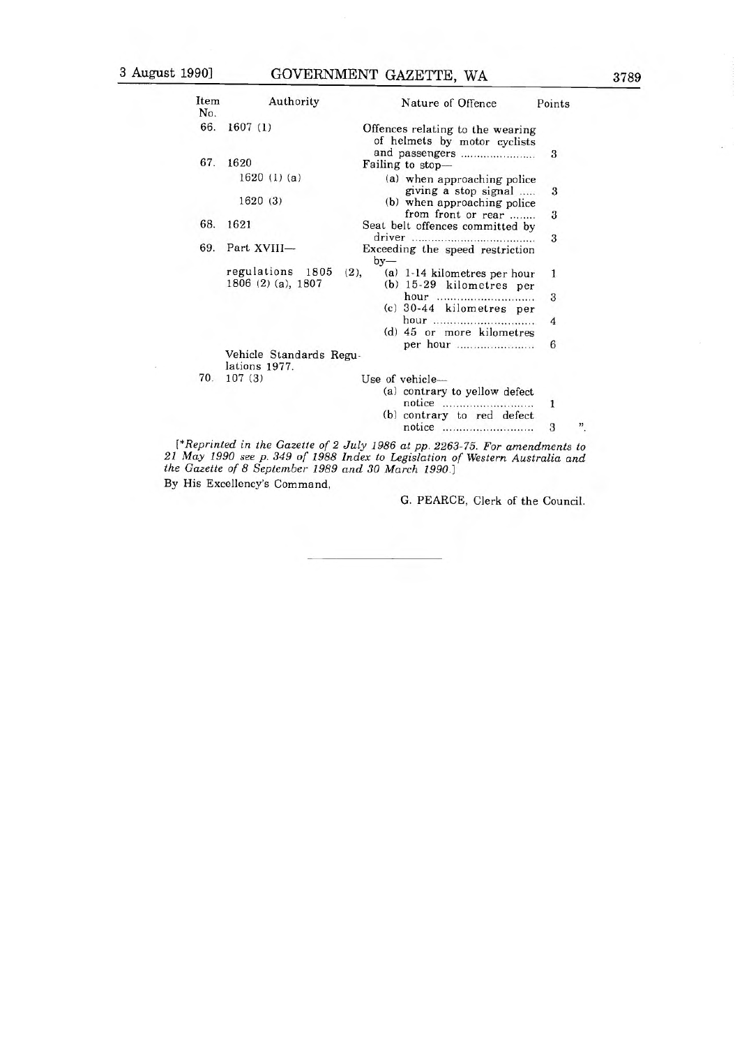| Item No. | Authority | Nature of Offence | Points |
|---|---|---|---|
| 66. | 1607 (1) | Offences relating to the wearing of helmets by motor cyclists and passengers ........................ | 3 |
| 67. | 1620 | Failing to stop— | |
| | 1620 (1) (a) | (a) when approaching police giving a stop signal ..... | 3 |
| | 1620 (3) | (b) when approaching police from front or rear ........ | 3 |
| 68. | 1621 | Seat belt offences committed by driver ........................................ | 3 |
| 69. | Part XVIII— | Exceeding the speed restriction by— | |
| | regulations 1805 (2), 1806 (2) (a), 1807 | (a) 1-14 kilometres per hour | 1 |
| | | (b) 15-29 kilometres per hour ............................. | 3 |
| | | (c) 30-44 kilometres per hour ............................. | 4 |
| | | (d) 45 or more kilometres per hour ....................... | 6 |
| | Vehicle Standards Regulations 1977. | | |
| 70. | 107 (3) | Use of vehicle— | |
| | | (a) contrary to yellow defect notice ........................... | 1 |
| | | (b) contrary to red defect notice ........................... | 3 ". |

[**Reprinted in the Gazette of 2 July 1986 at pp. 2263-75. For amendments to 21 May 1990 see p. 349 of 1988 Index to Legislation of Western Australia and the Gazette of 8 September 1989 and 30 March 1990.*]

By His Excellency's Command,

G. PEARCE, Clerk of the Council.